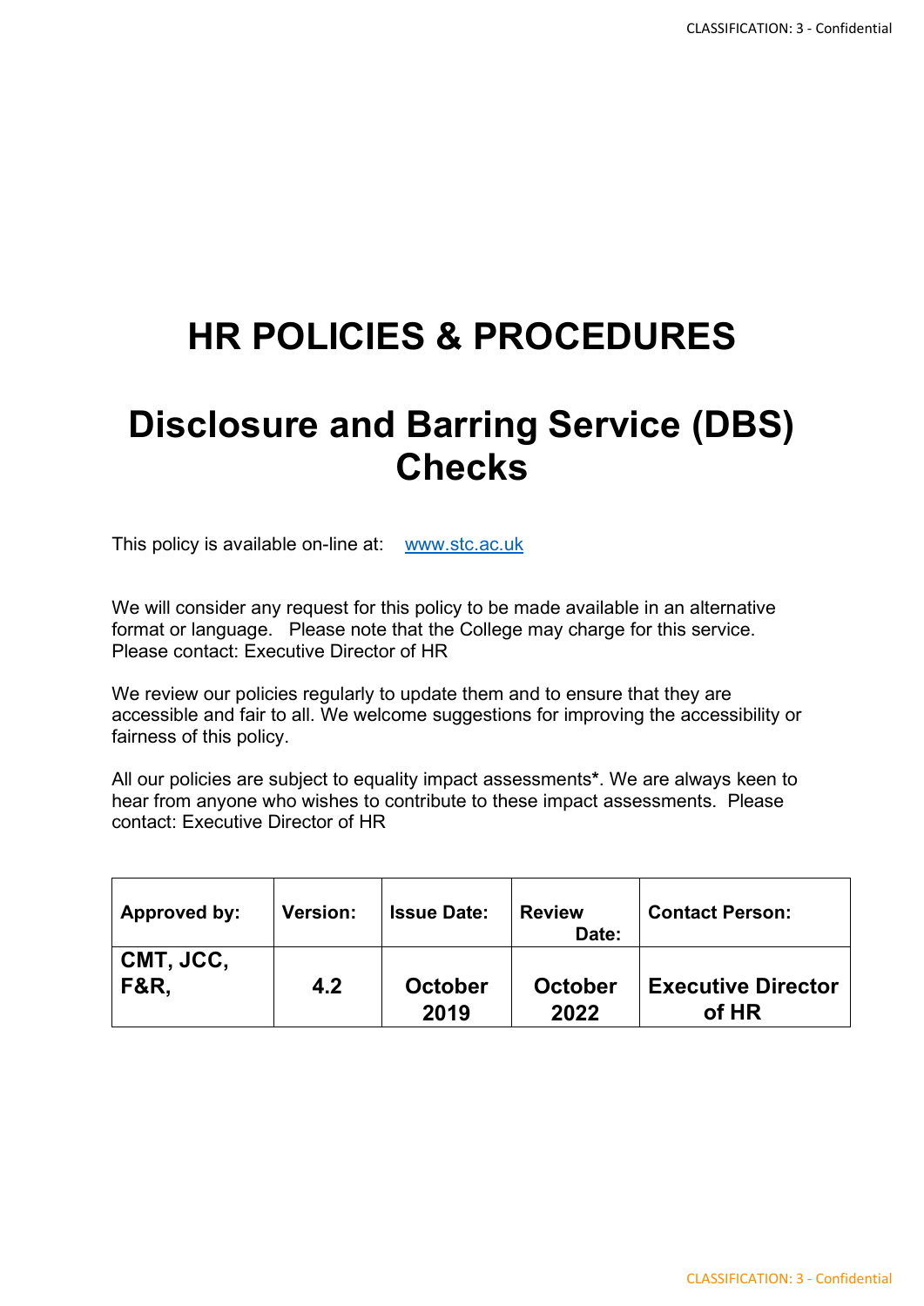# HR POLICIES & PROCEDURES

# Disclosure and Barring Service (DBS) Checks

This policy is available on-line at: [www.stc.ac.uk](http://www.stc.ac.uk)

We will consider any request for this policy to be made available in an alternative format or language. Please note that the College may charge for this service. Please contact: Executive Director of HR

We review our policies regularly to update them and to ensure that they are accessible and fair to all. We welcome suggestions for improving the accessibility or fairness of this policy.

All our policies are subject to equality impact assessments*. We are always keen to hear from anyone who wishes to contribute to these impact assessments. Please contact: Executive Director of HR

| **Approved by:** | **Version:** | **Issue Date:** | **Review Date:** | **Contact Person:** |
|---|---|---|---|---|
| **CMT, JCC, F&R,** | **4.2** | **October 2019** | **October 2022** | **Executive Director of HR** |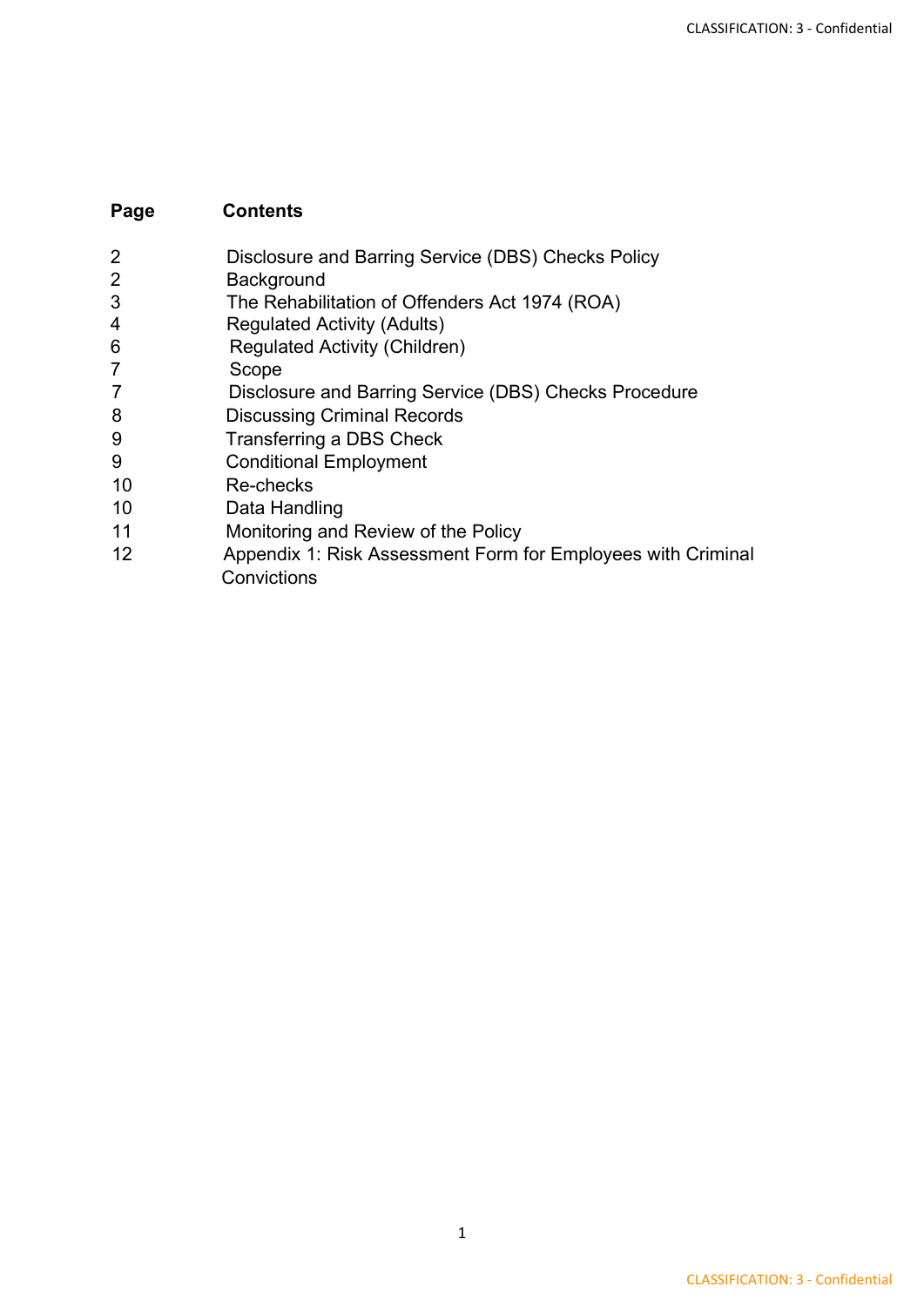| Page | Contents |
|---|---|
| 2 | Disclosure and Barring Service (DBS) Checks Policy |
| 2 | Background |
| 3 | The Rehabilitation of Offenders Act 1974 (ROA) |
| 4 | Regulated Activity (Adults) |
| 6 | Regulated Activity (Children) |
| 7 | Scope |
| 7 | Disclosure and Barring Service (DBS) Checks Procedure |
| 8 | Discussing Criminal Records |
| 9 | Transferring a DBS Check |
| 9 | Conditional Employment |
| 10 | Re-checks |
| 10 | Data Handling |
| 11 | Monitoring and Review of the Policy |
| 12 | Appendix 1: Risk Assessment Form for Employees with Criminal Convictions |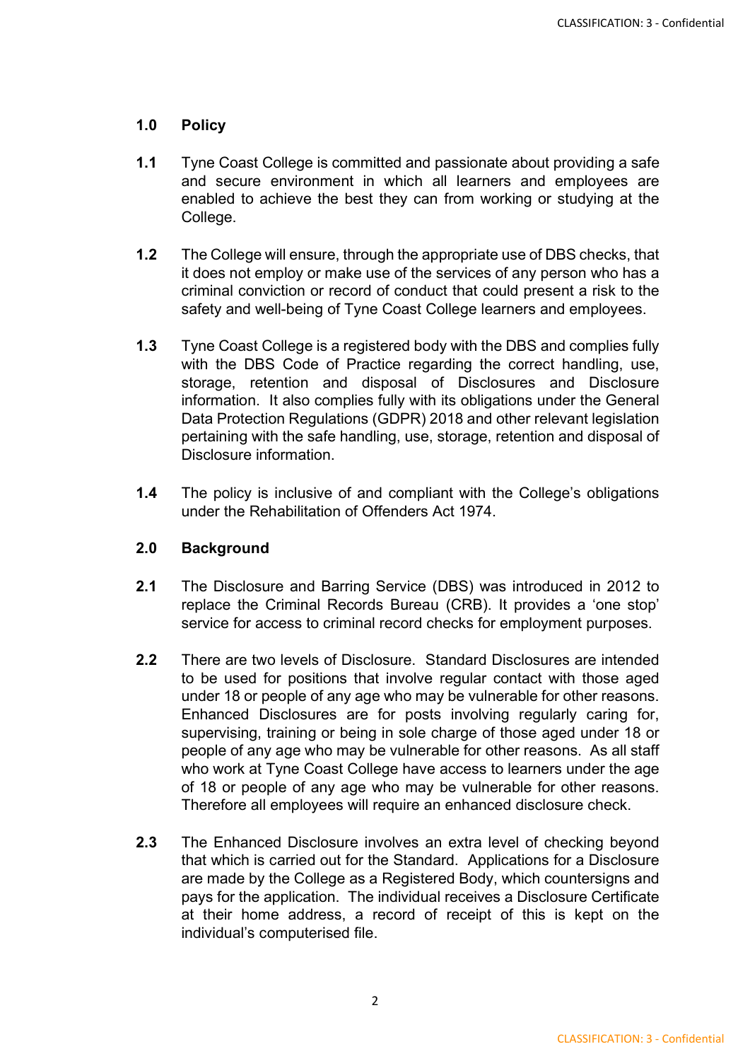## 1.0 Policy

**1.1** Tyne Coast College is committed and passionate about providing a safe and secure environment in which all learners and employees are enabled to achieve the best they can from working or studying at the College.

**1.2** The College will ensure, through the appropriate use of DBS checks, that it does not employ or make use of the services of any person who has a criminal conviction or record of conduct that could present a risk to the safety and well-being of Tyne Coast College learners and employees.

**1.3** Tyne Coast College is a registered body with the DBS and complies fully with the DBS Code of Practice regarding the correct handling, use, storage, retention and disposal of Disclosures and Disclosure information. It also complies fully with its obligations under the General Data Protection Regulations (GDPR) 2018 and other relevant legislation pertaining with the safe handling, use, storage, retention and disposal of Disclosure information.

**1.4** The policy is inclusive of and compliant with the College's obligations under the Rehabilitation of Offenders Act 1974.

## 2.0 Background

**2.1** The Disclosure and Barring Service (DBS) was introduced in 2012 to replace the Criminal Records Bureau (CRB). It provides a 'one stop' service for access to criminal record checks for employment purposes.

**2.2** There are two levels of Disclosure. Standard Disclosures are intended to be used for positions that involve regular contact with those aged under 18 or people of any age who may be vulnerable for other reasons. Enhanced Disclosures are for posts involving regularly caring for, supervising, training or being in sole charge of those aged under 18 or people of any age who may be vulnerable for other reasons. As all staff who work at Tyne Coast College have access to learners under the age of 18 or people of any age who may be vulnerable for other reasons. Therefore all employees will require an enhanced disclosure check.

**2.3** The Enhanced Disclosure involves an extra level of checking beyond that which is carried out for the Standard. Applications for a Disclosure are made by the College as a Registered Body, which countersigns and pays for the application. The individual receives a Disclosure Certificate at their home address, a record of receipt of this is kept on the individual's computerised file.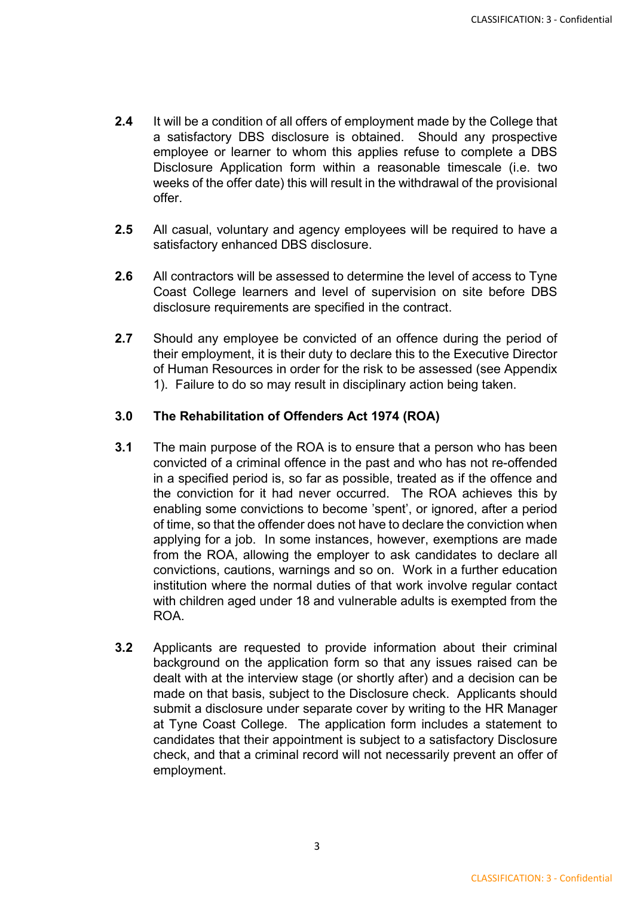**2.4** It will be a condition of all offers of employment made by the College that a satisfactory DBS disclosure is obtained. Should any prospective employee or learner to whom this applies refuse to complete a DBS Disclosure Application form within a reasonable timescale (i.e. two weeks of the offer date) this will result in the withdrawal of the provisional offer.

**2.5** All casual, voluntary and agency employees will be required to have a satisfactory enhanced DBS disclosure.

**2.6** All contractors will be assessed to determine the level of access to Tyne Coast College learners and level of supervision on site before DBS disclosure requirements are specified in the contract.

**2.7** Should any employee be convicted of an offence during the period of their employment, it is their duty to declare this to the Executive Director of Human Resources in order for the risk to be assessed (see Appendix 1). Failure to do so may result in disciplinary action being taken.

## 3.0 The Rehabilitation of Offenders Act 1974 (ROA)

**3.1** The main purpose of the ROA is to ensure that a person who has been convicted of a criminal offence in the past and who has not re-offended in a specified period is, so far as possible, treated as if the offence and the conviction for it had never occurred. The ROA achieves this by enabling some convictions to become 'spent', or ignored, after a period of time, so that the offender does not have to declare the conviction when applying for a job. In some instances, however, exemptions are made from the ROA, allowing the employer to ask candidates to declare all convictions, cautions, warnings and so on. Work in a further education institution where the normal duties of that work involve regular contact with children aged under 18 and vulnerable adults is exempted from the ROA.

**3.2** Applicants are requested to provide information about their criminal background on the application form so that any issues raised can be dealt with at the interview stage (or shortly after) and a decision can be made on that basis, subject to the Disclosure check. Applicants should submit a disclosure under separate cover by writing to the HR Manager at Tyne Coast College. The application form includes a statement to candidates that their appointment is subject to a satisfactory Disclosure check, and that a criminal record will not necessarily prevent an offer of employment.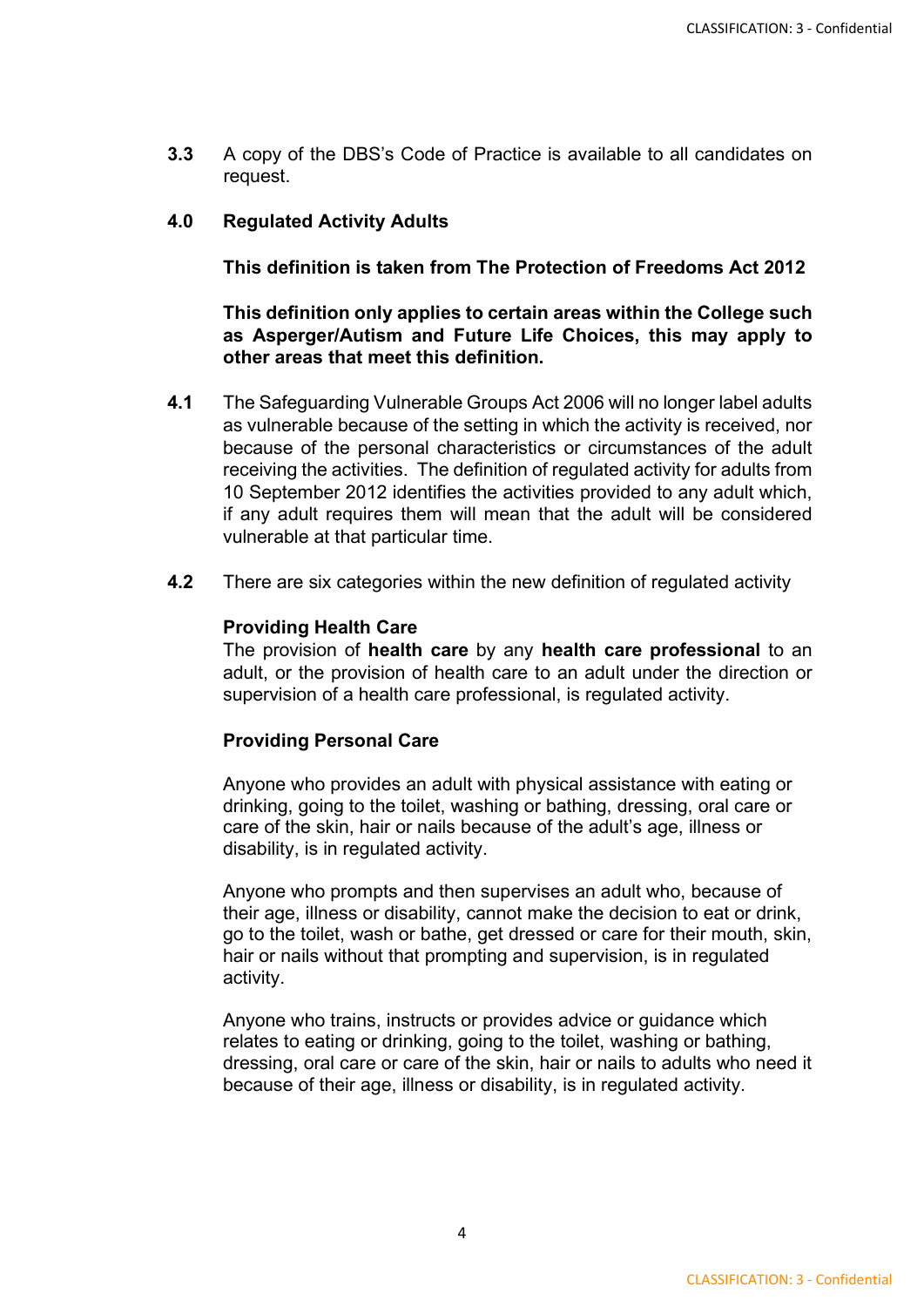**3.3** A copy of the DBS's Code of Practice is available to all candidates on request.

## 4.0 Regulated Activity Adults

**This definition is taken from The Protection of Freedoms Act 2012**

**This definition only applies to certain areas within the College such as Asperger/Autism and Future Life Choices, this may apply to other areas that meet this definition.**

**4.1** The Safeguarding Vulnerable Groups Act 2006 will no longer label adults as vulnerable because of the setting in which the activity is received, nor because of the personal characteristics or circumstances of the adult receiving the activities. The definition of regulated activity for adults from 10 September 2012 identifies the activities provided to any adult which, if any adult requires them will mean that the adult will be considered vulnerable at that particular time.

**4.2** There are six categories within the new definition of regulated activity

**Providing Health Care**
The provision of **health care** by any **health care professional** to an adult, or the provision of health care to an adult under the direction or supervision of a health care professional, is regulated activity.

**Providing Personal Care**

Anyone who provides an adult with physical assistance with eating or drinking, going to the toilet, washing or bathing, dressing, oral care or care of the skin, hair or nails because of the adult's age, illness or disability, is in regulated activity.

Anyone who prompts and then supervises an adult who, because of their age, illness or disability, cannot make the decision to eat or drink, go to the toilet, wash or bathe, get dressed or care for their mouth, skin, hair or nails without that prompting and supervision, is in regulated activity.

Anyone who trains, instructs or provides advice or guidance which relates to eating or drinking, going to the toilet, washing or bathing, dressing, oral care or care of the skin, hair or nails to adults who need it because of their age, illness or disability, is in regulated activity.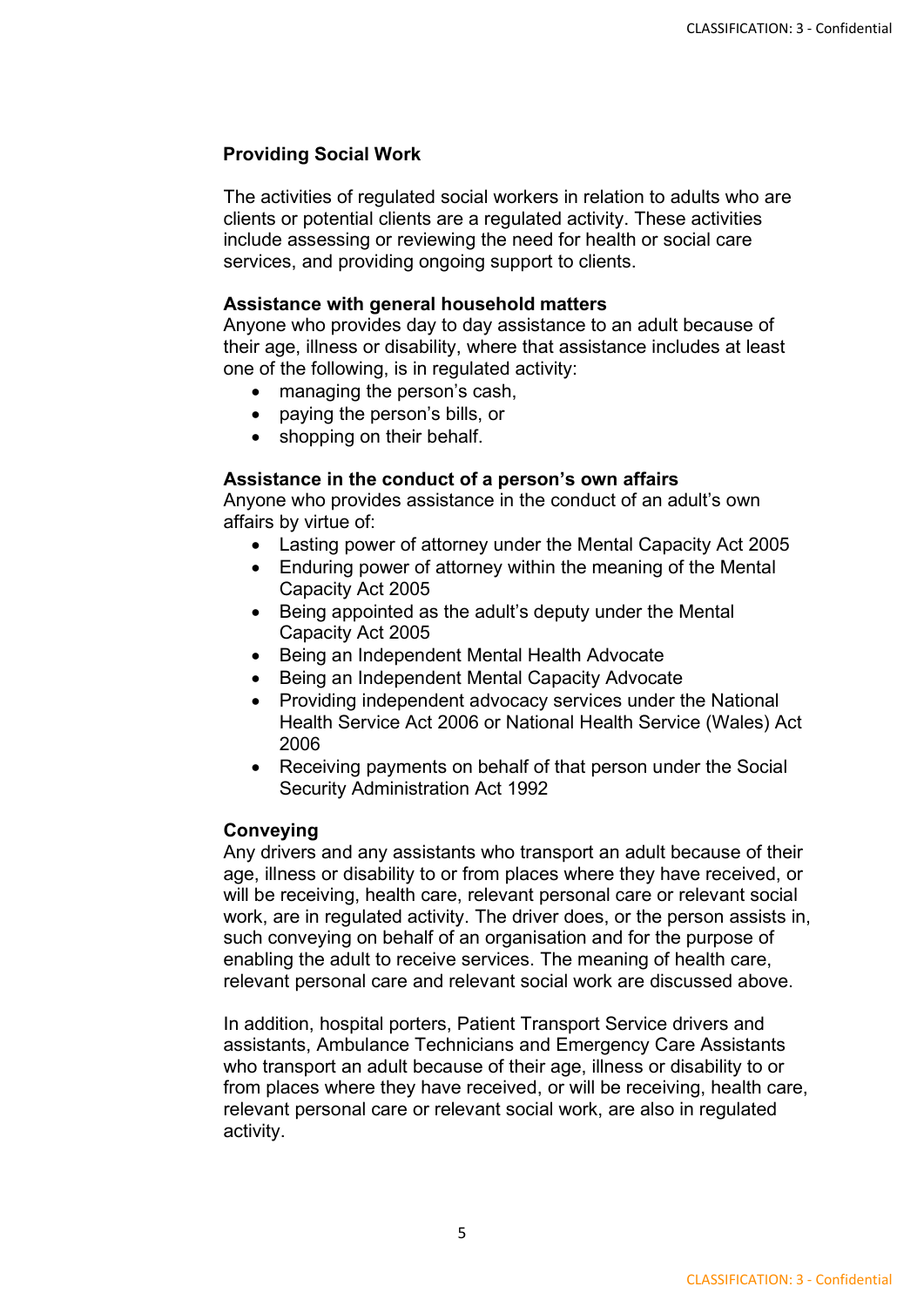**Providing Social Work**

The activities of regulated social workers in relation to adults who are clients or potential clients are a regulated activity. These activities include assessing or reviewing the need for health or social care services, and providing ongoing support to clients.

**Assistance with general household matters**

Anyone who provides day to day assistance to an adult because of their age, illness or disability, where that assistance includes at least one of the following, is in regulated activity:

- managing the person's cash,
- paying the person's bills, or
- shopping on their behalf.

**Assistance in the conduct of a person's own affairs**

Anyone who provides assistance in the conduct of an adult's own affairs by virtue of:

- Lasting power of attorney under the Mental Capacity Act 2005
- Enduring power of attorney within the meaning of the Mental Capacity Act 2005
- Being appointed as the adult's deputy under the Mental Capacity Act 2005
- Being an Independent Mental Health Advocate
- Being an Independent Mental Capacity Advocate
- Providing independent advocacy services under the National Health Service Act 2006 or National Health Service (Wales) Act 2006
- Receiving payments on behalf of that person under the Social Security Administration Act 1992

**Conveying**

Any drivers and any assistants who transport an adult because of their age, illness or disability to or from places where they have received, or will be receiving, health care, relevant personal care or relevant social work, are in regulated activity. The driver does, or the person assists in, such conveying on behalf of an organisation and for the purpose of enabling the adult to receive services. The meaning of health care, relevant personal care and relevant social work are discussed above.

In addition, hospital porters, Patient Transport Service drivers and assistants, Ambulance Technicians and Emergency Care Assistants who transport an adult because of their age, illness or disability to or from places where they have received, or will be receiving, health care, relevant personal care or relevant social work, are also in regulated activity.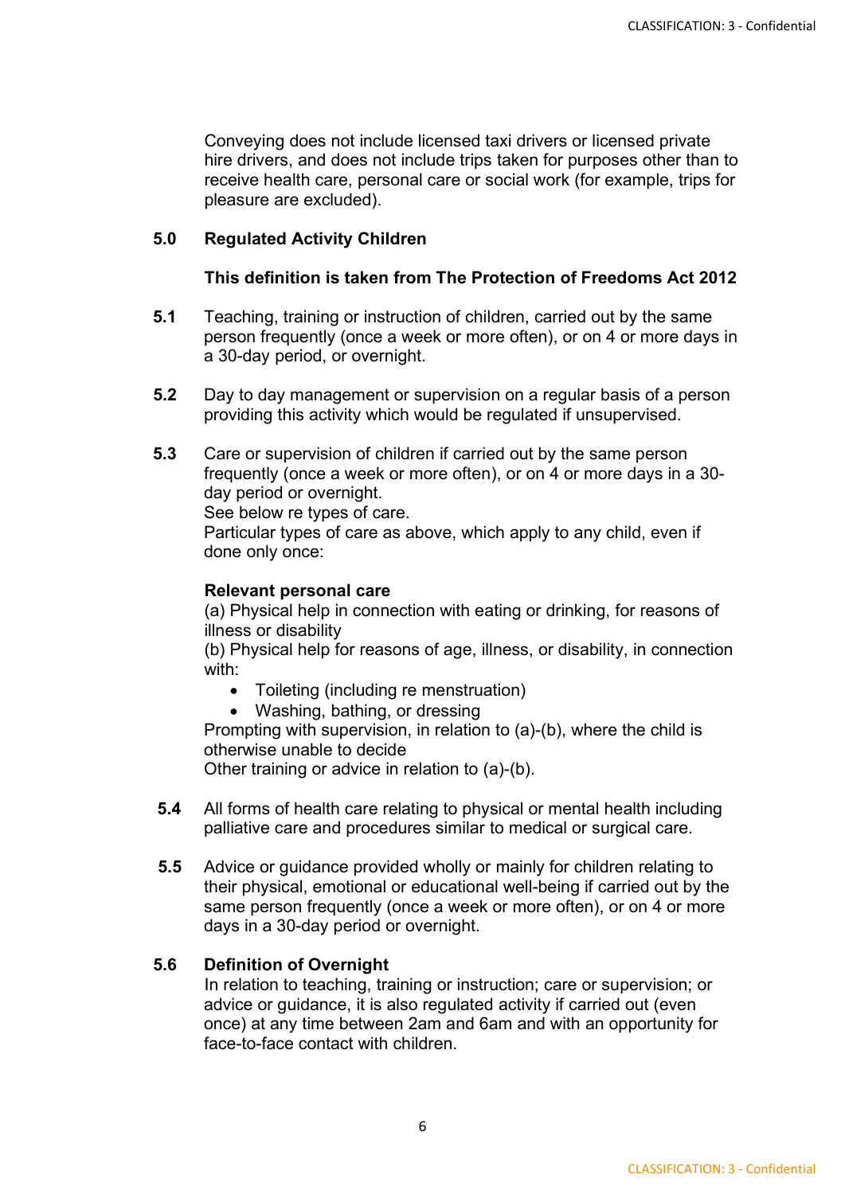Conveying does not include licensed taxi drivers or licensed private hire drivers, and does not include trips taken for purposes other than to receive health care, personal care or social work (for example, trips for pleasure are excluded).

## 5.0 Regulated Activity Children

**This definition is taken from The Protection of Freedoms Act 2012**

**5.1** Teaching, training or instruction of children, carried out by the same person frequently (once a week or more often), or on 4 or more days in a 30-day period, or overnight.

**5.2** Day to day management or supervision on a regular basis of a person providing this activity which would be regulated if unsupervised.

**5.3** Care or supervision of children if carried out by the same person frequently (once a week or more often), or on 4 or more days in a 30-day period or overnight.
See below re types of care.
Particular types of care as above, which apply to any child, even if done only once:

**Relevant personal care**
(a) Physical help in connection with eating or drinking, for reasons of illness or disability
(b) Physical help for reasons of age, illness, or disability, in connection with:

- Toileting (including re menstruation)
- Washing, bathing, or dressing

Prompting with supervision, in relation to (a)-(b), where the child is otherwise unable to decide
Other training or advice in relation to (a)-(b).

**5.4** All forms of health care relating to physical or mental health including palliative care and procedures similar to medical or surgical care.

**5.5** Advice or guidance provided wholly or mainly for children relating to their physical, emotional or educational well-being if carried out by the same person frequently (once a week or more often), or on 4 or more days in a 30-day period or overnight.

**5.6 Definition of Overnight**
In relation to teaching, training or instruction; care or supervision; or advice or guidance, it is also regulated activity if carried out (even once) at any time between 2am and 6am and with an opportunity for face-to-face contact with children.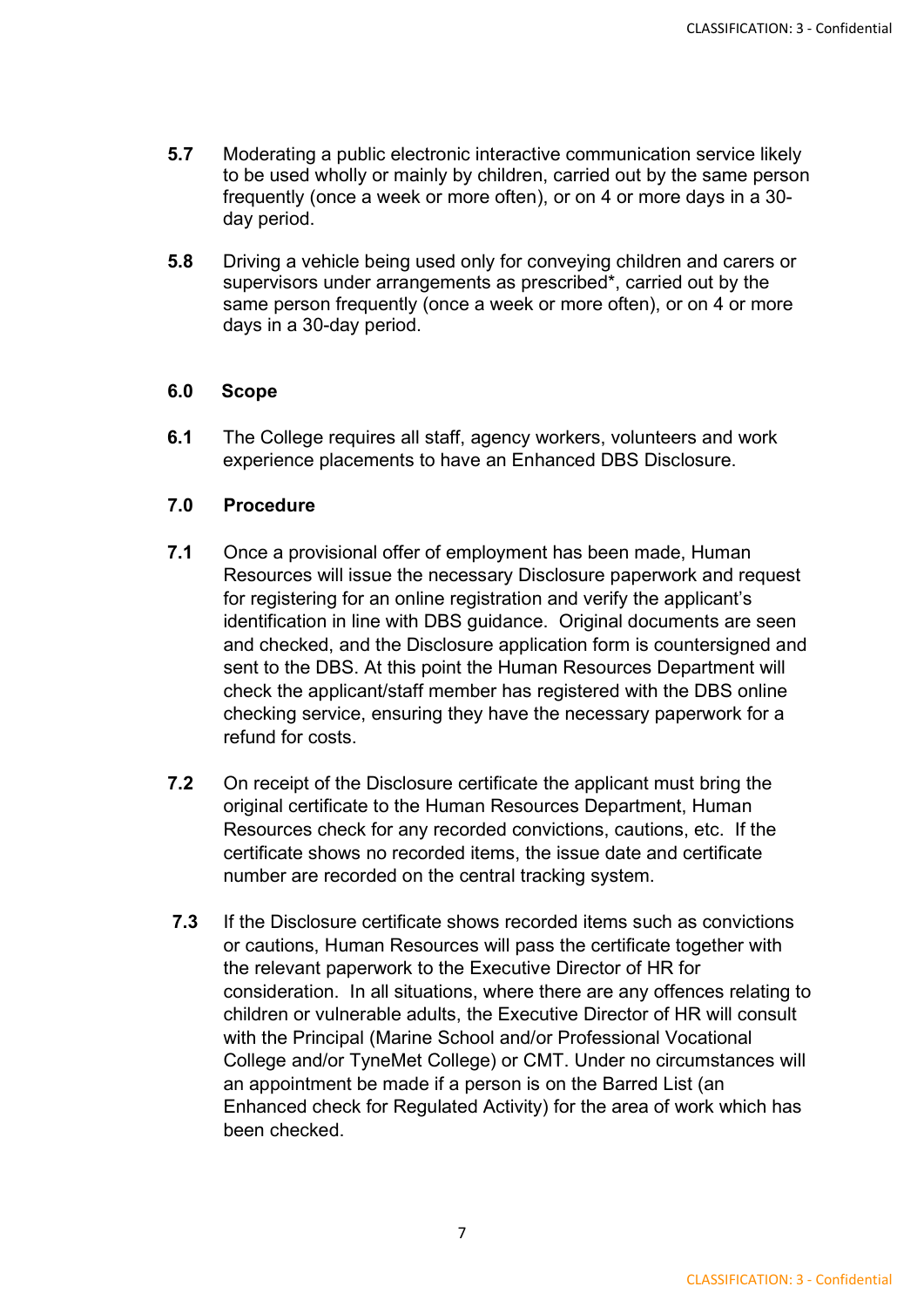**5.7** Moderating a public electronic interactive communication service likely to be used wholly or mainly by children, carried out by the same person frequently (once a week or more often), or on 4 or more days in a 30-day period.

**5.8** Driving a vehicle being used only for conveying children and carers or supervisors under arrangements as prescribed*, carried out by the same person frequently (once a week or more often), or on 4 or more days in a 30-day period.

## 6.0 Scope

**6.1** The College requires all staff, agency workers, volunteers and work experience placements to have an Enhanced DBS Disclosure.

## 7.0 Procedure

**7.1** Once a provisional offer of employment has been made, Human Resources will issue the necessary Disclosure paperwork and request for registering for an online registration and verify the applicant's identification in line with DBS guidance. Original documents are seen and checked, and the Disclosure application form is countersigned and sent to the DBS. At this point the Human Resources Department will check the applicant/staff member has registered with the DBS online checking service, ensuring they have the necessary paperwork for a refund for costs.

**7.2** On receipt of the Disclosure certificate the applicant must bring the original certificate to the Human Resources Department, Human Resources check for any recorded convictions, cautions, etc. If the certificate shows no recorded items, the issue date and certificate number are recorded on the central tracking system.

**7.3** If the Disclosure certificate shows recorded items such as convictions or cautions, Human Resources will pass the certificate together with the relevant paperwork to the Executive Director of HR for consideration. In all situations, where there are any offences relating to children or vulnerable adults, the Executive Director of HR will consult with the Principal (Marine School and/or Professional Vocational College and/or TyneMet College) or CMT. Under no circumstances will an appointment be made if a person is on the Barred List (an Enhanced check for Regulated Activity) for the area of work which has been checked.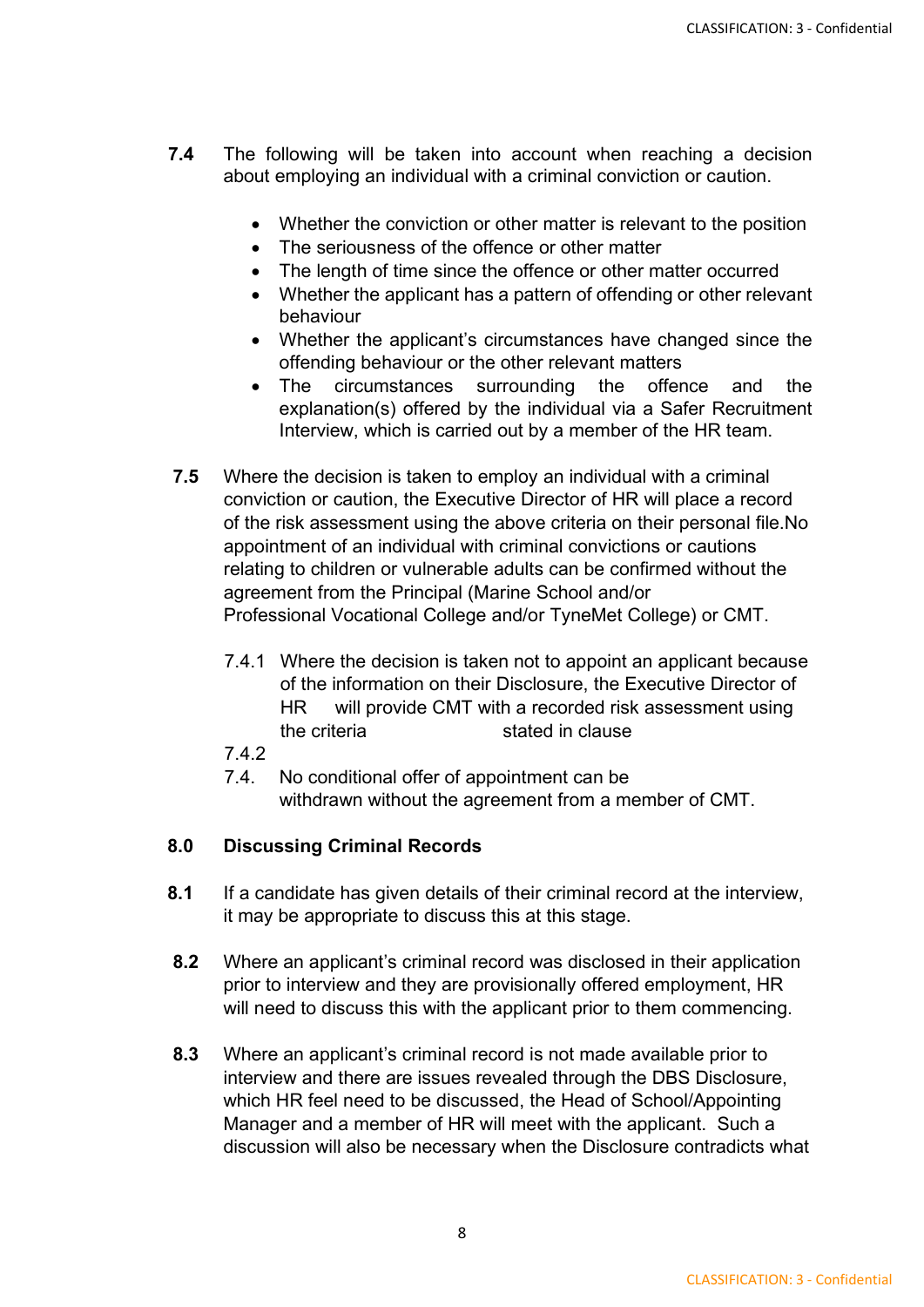**7.4** The following will be taken into account when reaching a decision about employing an individual with a criminal conviction or caution.

- Whether the conviction or other matter is relevant to the position
- The seriousness of the offence or other matter
- The length of time since the offence or other matter occurred
- Whether the applicant has a pattern of offending or other relevant behaviour
- Whether the applicant's circumstances have changed since the offending behaviour or the other relevant matters
- The circumstances surrounding the offence and the explanation(s) offered by the individual via a Safer Recruitment Interview, which is carried out by a member of the HR team.

**7.5** Where the decision is taken to employ an individual with a criminal conviction or caution, the Executive Director of HR will place a record of the risk assessment using the above criteria on their personal file.No appointment of an individual with criminal convictions or cautions relating to children or vulnerable adults can be confirmed without the agreement from the Principal (Marine School and/or Professional Vocational College and/or TyneMet College) or CMT.

7.4.1 Where the decision is taken not to appoint an applicant because of the information on their Disclosure, the Executive Director of HR will provide CMT with a recorded risk assessment using the criteria stated in clause

7.4.2

7.4. No conditional offer of appointment can be withdrawn without the agreement from a member of CMT.

## 8.0 Discussing Criminal Records

**8.1** If a candidate has given details of their criminal record at the interview, it may be appropriate to discuss this at this stage.

**8.2** Where an applicant's criminal record was disclosed in their application prior to interview and they are provisionally offered employment, HR will need to discuss this with the applicant prior to them commencing.

**8.3** Where an applicant's criminal record is not made available prior to interview and there are issues revealed through the DBS Disclosure, which HR feel need to be discussed, the Head of School/Appointing Manager and a member of HR will meet with the applicant. Such a discussion will also be necessary when the Disclosure contradicts what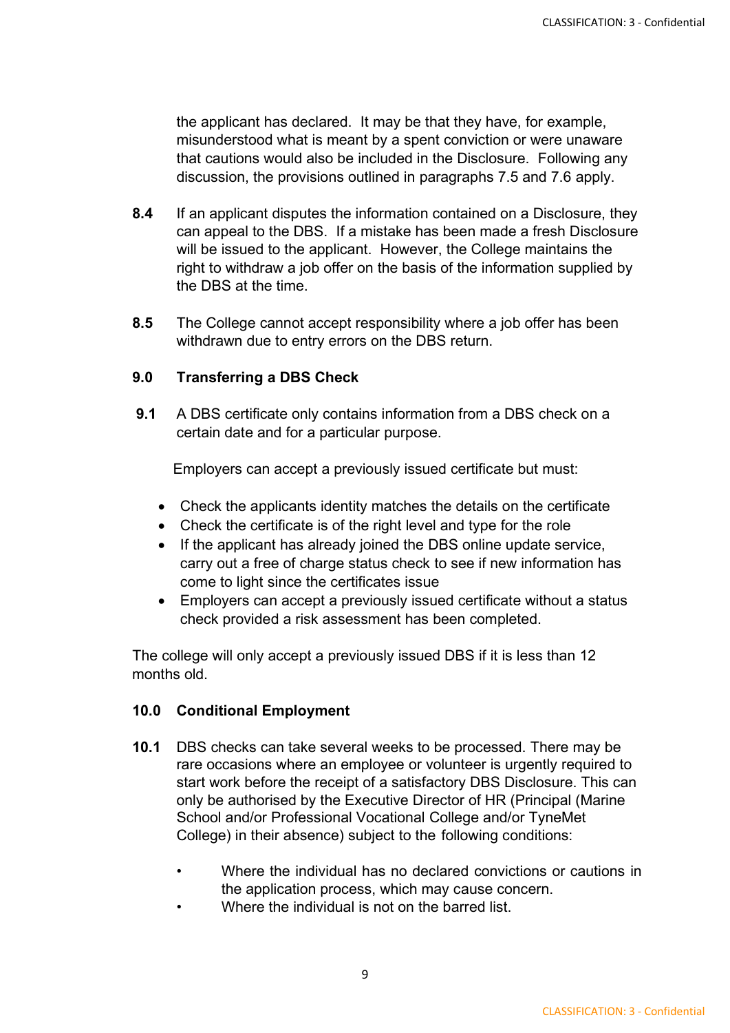the applicant has declared. It may be that they have, for example, misunderstood what is meant by a spent conviction or were unaware that cautions would also be included in the Disclosure. Following any discussion, the provisions outlined in paragraphs 7.5 and 7.6 apply.

**8.4** If an applicant disputes the information contained on a Disclosure, they can appeal to the DBS. If a mistake has been made a fresh Disclosure will be issued to the applicant. However, the College maintains the right to withdraw a job offer on the basis of the information supplied by the DBS at the time.

**8.5** The College cannot accept responsibility where a job offer has been withdrawn due to entry errors on the DBS return.

## 9.0 Transferring a DBS Check

**9.1** A DBS certificate only contains information from a DBS check on a certain date and for a particular purpose.

Employers can accept a previously issued certificate but must:

- Check the applicants identity matches the details on the certificate
- Check the certificate is of the right level and type for the role
- If the applicant has already joined the DBS online update service, carry out a free of charge status check to see if new information has come to light since the certificates issue
- Employers can accept a previously issued certificate without a status check provided a risk assessment has been completed.

The college will only accept a previously issued DBS if it is less than 12 months old.

## 10.0 Conditional Employment

**10.1** DBS checks can take several weeks to be processed. There may be rare occasions where an employee or volunteer is urgently required to start work before the receipt of a satisfactory DBS Disclosure. This can only be authorised by the Executive Director of HR (Principal (Marine School and/or Professional Vocational College and/or TyneMet College) in their absence) subject to the following conditions:

- Where the individual has no declared convictions or cautions in the application process, which may cause concern.
- Where the individual is not on the barred list.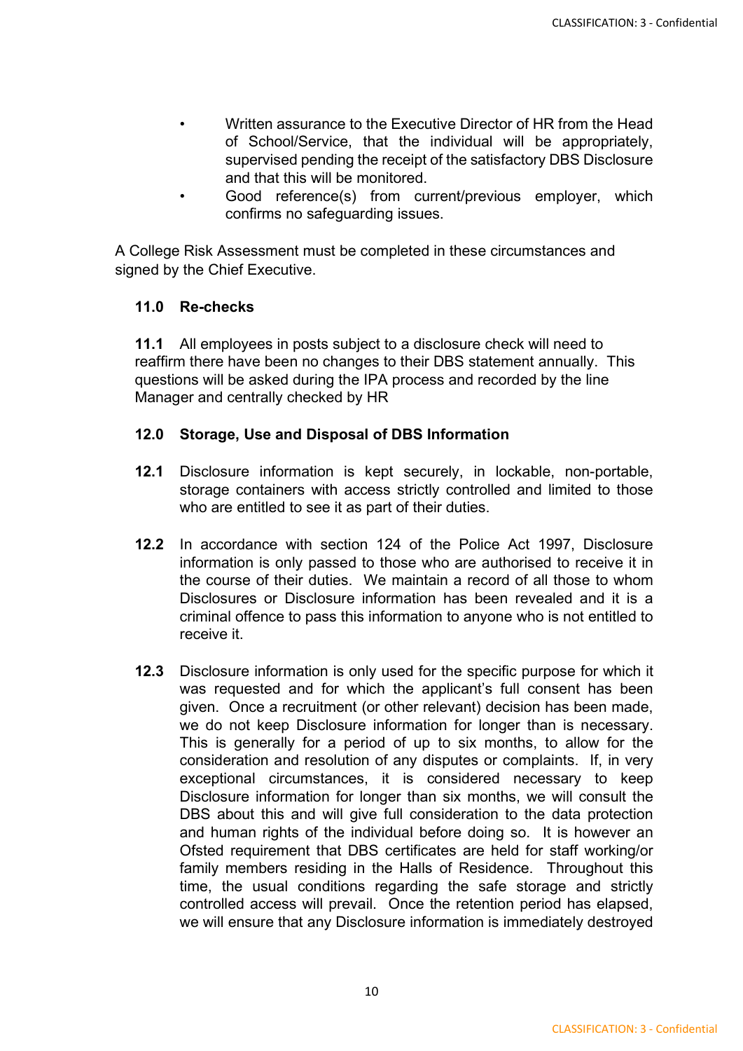- Written assurance to the Executive Director of HR from the Head of School/Service, that the individual will be appropriately, supervised pending the receipt of the satisfactory DBS Disclosure and that this will be monitored.
- Good reference(s) from current/previous employer, which confirms no safeguarding issues.

A College Risk Assessment must be completed in these circumstances and signed by the Chief Executive.

## 11.0 Re-checks

**11.1** All employees in posts subject to a disclosure check will need to reaffirm there have been no changes to their DBS statement annually. This questions will be asked during the IPA process and recorded by the line Manager and centrally checked by HR

## 12.0 Storage, Use and Disposal of DBS Information

**12.1** Disclosure information is kept securely, in lockable, non-portable, storage containers with access strictly controlled and limited to those who are entitled to see it as part of their duties.

**12.2** In accordance with section 124 of the Police Act 1997, Disclosure information is only passed to those who are authorised to receive it in the course of their duties. We maintain a record of all those to whom Disclosures or Disclosure information has been revealed and it is a criminal offence to pass this information to anyone who is not entitled to receive it.

**12.3** Disclosure information is only used for the specific purpose for which it was requested and for which the applicant's full consent has been given. Once a recruitment (or other relevant) decision has been made, we do not keep Disclosure information for longer than is necessary. This is generally for a period of up to six months, to allow for the consideration and resolution of any disputes or complaints. If, in very exceptional circumstances, it is considered necessary to keep Disclosure information for longer than six months, we will consult the DBS about this and will give full consideration to the data protection and human rights of the individual before doing so. It is however an Ofsted requirement that DBS certificates are held for staff working/or family members residing in the Halls of Residence. Throughout this time, the usual conditions regarding the safe storage and strictly controlled access will prevail. Once the retention period has elapsed, we will ensure that any Disclosure information is immediately destroyed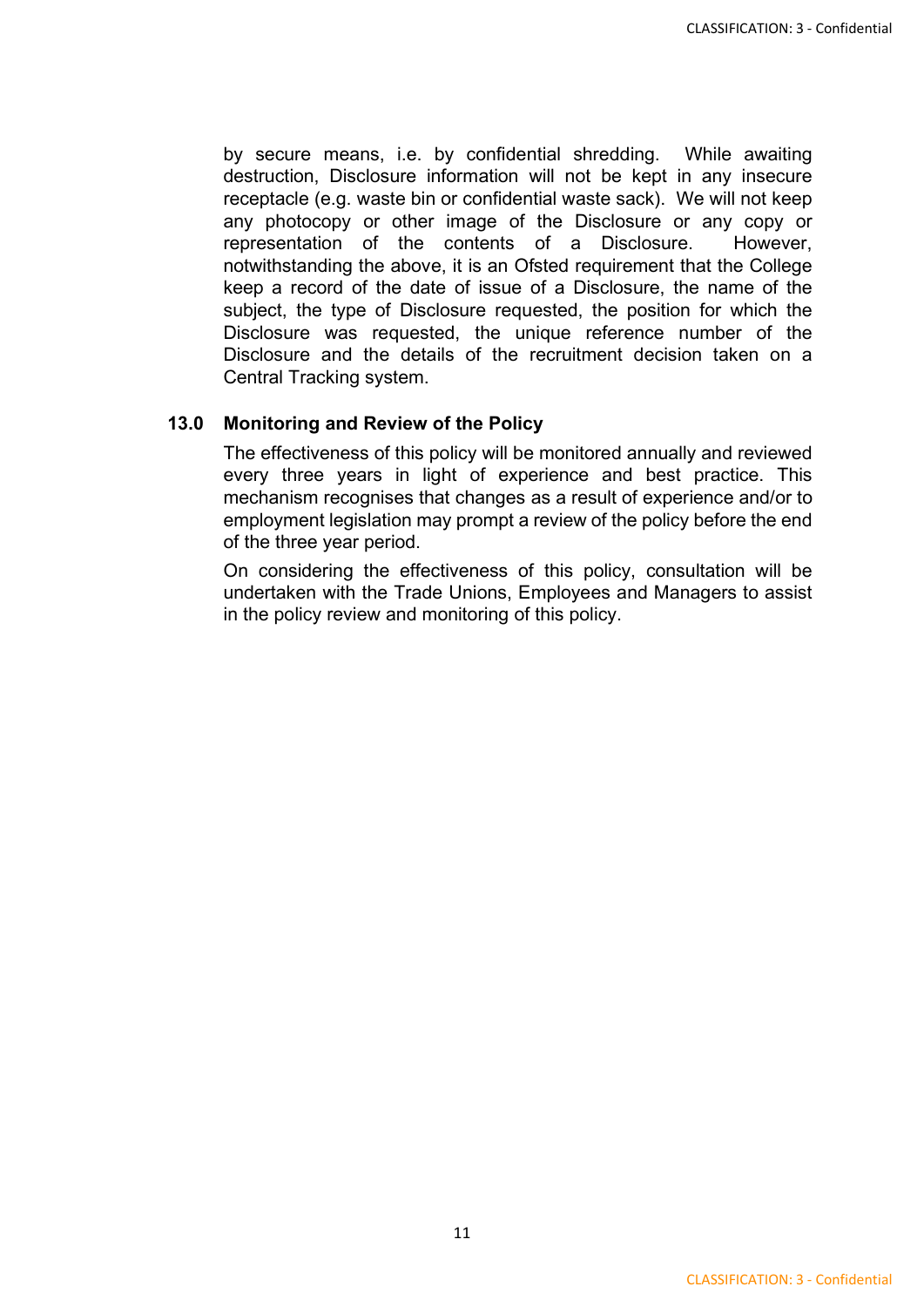by secure means, i.e. by confidential shredding. While awaiting destruction, Disclosure information will not be kept in any insecure receptacle (e.g. waste bin or confidential waste sack). We will not keep any photocopy or other image of the Disclosure or any copy or representation of the contents of a Disclosure. However, notwithstanding the above, it is an Ofsted requirement that the College keep a record of the date of issue of a Disclosure, the name of the subject, the type of Disclosure requested, the position for which the Disclosure was requested, the unique reference number of the Disclosure and the details of the recruitment decision taken on a Central Tracking system.

## 13.0 Monitoring and Review of the Policy

The effectiveness of this policy will be monitored annually and reviewed every three years in light of experience and best practice. This mechanism recognises that changes as a result of experience and/or to employment legislation may prompt a review of the policy before the end of the three year period.

On considering the effectiveness of this policy, consultation will be undertaken with the Trade Unions, Employees and Managers to assist in the policy review and monitoring of this policy.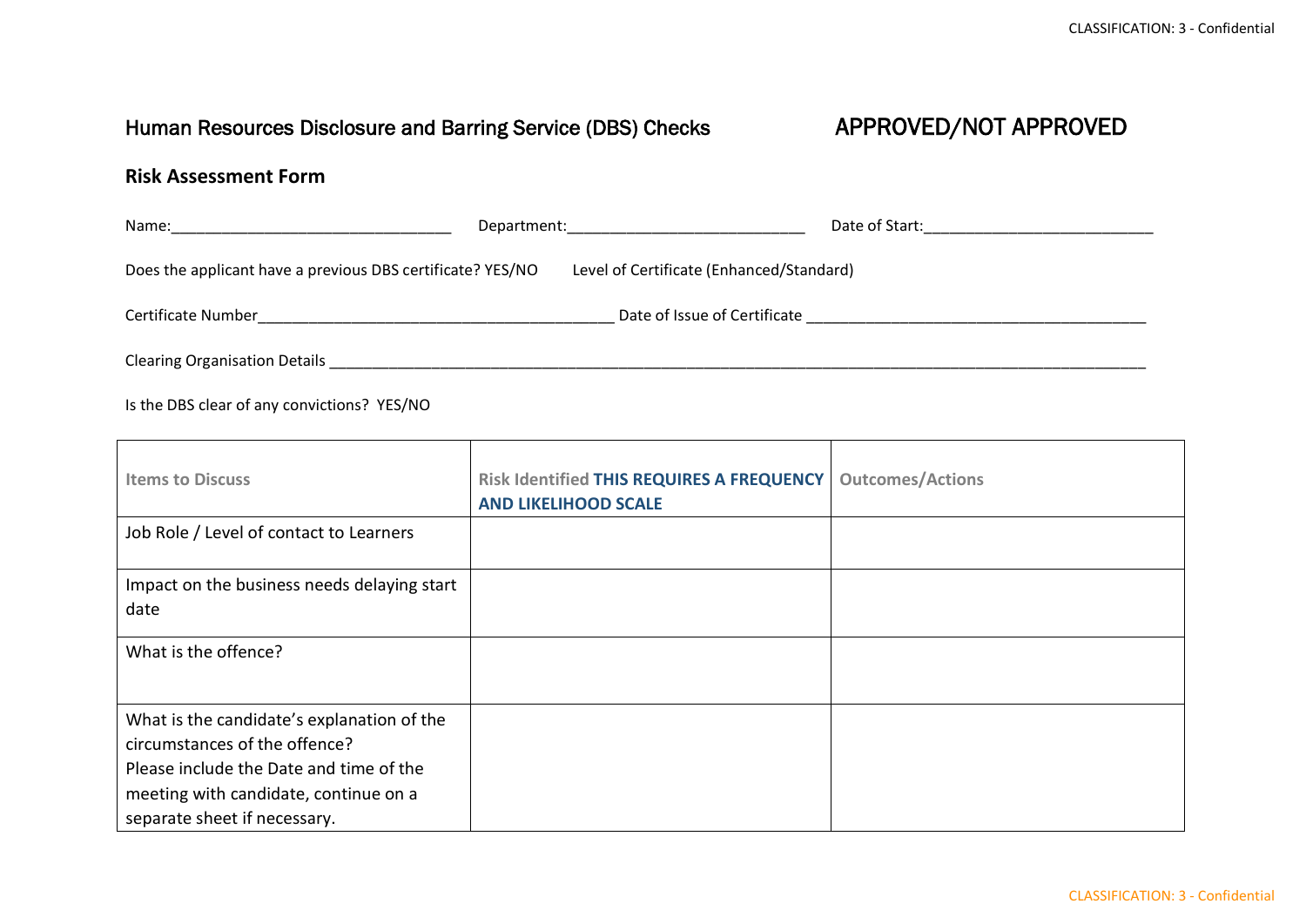Human Resources Disclosure and Barring Service (DBS) Checks APPROVED/NOT APPROVED

**Risk Assessment Form**

Name:________________________________ Department:___________________________ Date of Start:__________________________

Does the applicant have a previous DBS certificate? YES/NO Level of Certificate (Enhanced/Standard)

Certificate Number________________________________________ Date of Issue of Certificate _______________________________________

Clearing Organisation Details ______________________________________________________________________________________________

Is the DBS clear of any convictions? YES/NO

| Items to Discuss | Risk Identified **THIS REQUIRES A FREQUENCY AND LIKELIHOOD SCALE** | Outcomes/Actions |
|---|---|---|
| Job Role / Level of contact to Learners | | |
| Impact on the business needs delaying start date | | |
| What is the offence? | | |
| What is the candidate's explanation of the circumstances of the offence? Please include the Date and time of the meeting with candidate, continue on a separate sheet if necessary. | | |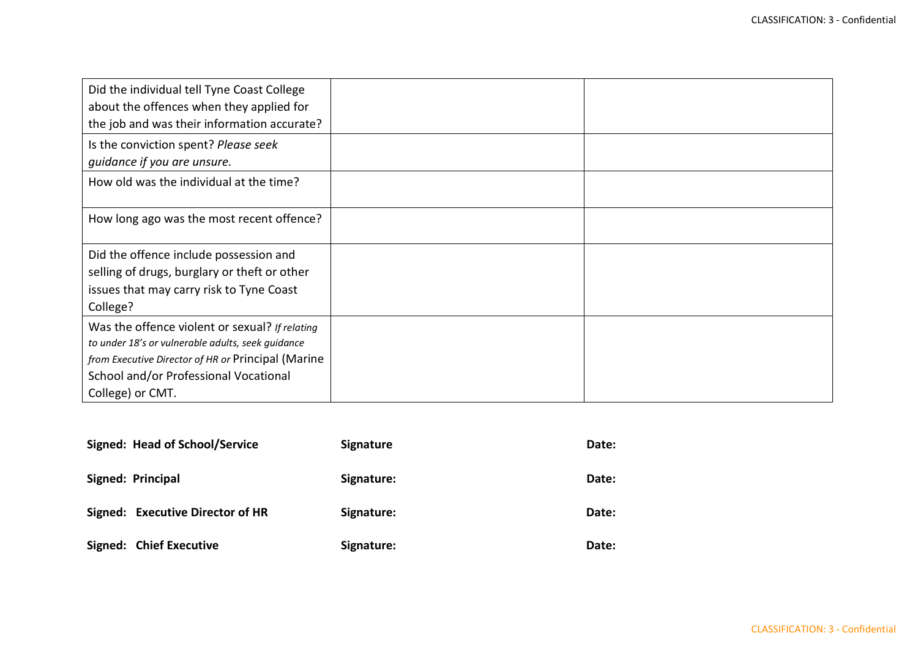| | | |
|---|---|---|
| Did the individual tell Tyne Coast College about the offences when they applied for the job and was their information accurate? | | |
| Is the conviction spent? *Please seek guidance if you are unsure.* | | |
| How old was the individual at the time? | | |
| How long ago was the most recent offence? | | |
| Did the offence include possession and selling of drugs, burglary or theft or other issues that may carry risk to Tyne Coast College? | | |
| Was the offence violent or sexual? *If relating to under 18's or vulnerable adults, seek guidance from Executive Director of HR or* Principal (Marine School and/or Professional Vocational College) or CMT. | | |

**Signed: Head of School/Service** **Signature** **Date:**

**Signed: Principal** **Signature:** **Date:**

**Signed: Executive Director of HR** **Signature:** **Date:**

**Signed: Chief Executive** **Signature:** **Date:**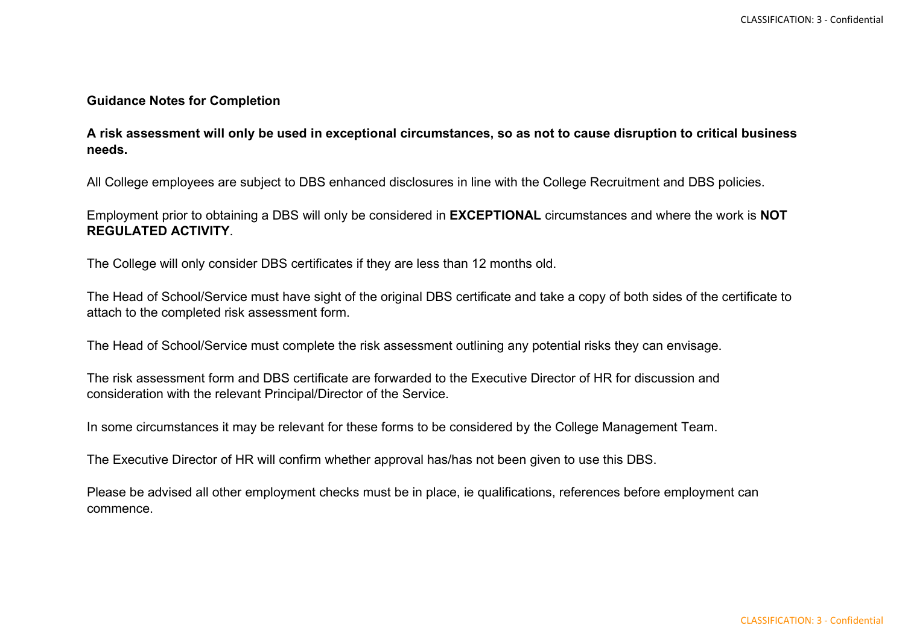**Guidance Notes for Completion**

**A risk assessment will only be used in exceptional circumstances, so as not to cause disruption to critical business needs.**

All College employees are subject to DBS enhanced disclosures in line with the College Recruitment and DBS policies.

Employment prior to obtaining a DBS will only be considered in **EXCEPTIONAL** circumstances and where the work is **NOT REGULATED ACTIVITY**.

The College will only consider DBS certificates if they are less than 12 months old.

The Head of School/Service must have sight of the original DBS certificate and take a copy of both sides of the certificate to attach to the completed risk assessment form.

The Head of School/Service must complete the risk assessment outlining any potential risks they can envisage.

The risk assessment form and DBS certificate are forwarded to the Executive Director of HR for discussion and consideration with the relevant Principal/Director of the Service.

In some circumstances it may be relevant for these forms to be considered by the College Management Team.

The Executive Director of HR will confirm whether approval has/has not been given to use this DBS.

Please be advised all other employment checks must be in place, ie qualifications, references before employment can commence.